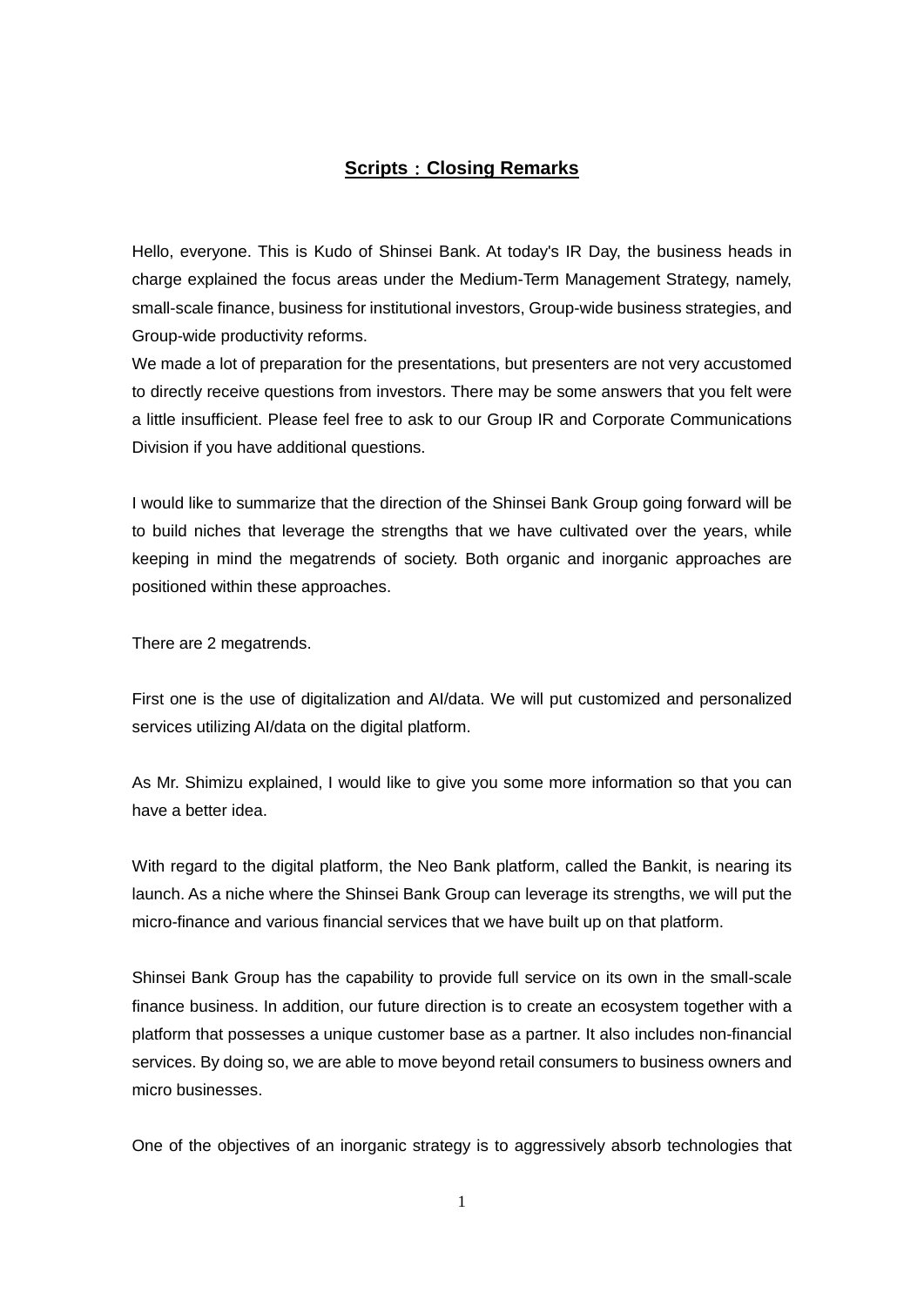# Scripts：Closing Remarks

Hello, everyone. This is Kudo of Shinsei Bank. At today's IR Day, the business heads in charge explained the focus areas under the Medium-Term Management Strategy, namely, small-scale finance, business for institutional investors, Group-wide business strategies, and Group-wide productivity reforms.
We made a lot of preparation for the presentations, but presenters are not very accustomed to directly receive questions from investors. There may be some answers that you felt were a little insufficient. Please feel free to ask to our Group IR and Corporate Communications Division if you have additional questions.

I would like to summarize that the direction of the Shinsei Bank Group going forward will be to build niches that leverage the strengths that we have cultivated over the years, while keeping in mind the megatrends of society. Both organic and inorganic approaches are positioned within these approaches.

There are 2 megatrends.

First one is the use of digitalization and AI/data. We will put customized and personalized services utilizing AI/data on the digital platform.

As Mr. Shimizu explained, I would like to give you some more information so that you can have a better idea.

With regard to the digital platform, the Neo Bank platform, called the Bankit, is nearing its launch. As a niche where the Shinsei Bank Group can leverage its strengths, we will put the micro-finance and various financial services that we have built up on that platform.

Shinsei Bank Group has the capability to provide full service on its own in the small-scale finance business. In addition, our future direction is to create an ecosystem together with a platform that possesses a unique customer base as a partner. It also includes non-financial services. By doing so, we are able to move beyond retail consumers to business owners and micro businesses.

One of the objectives of an inorganic strategy is to aggressively absorb technologies that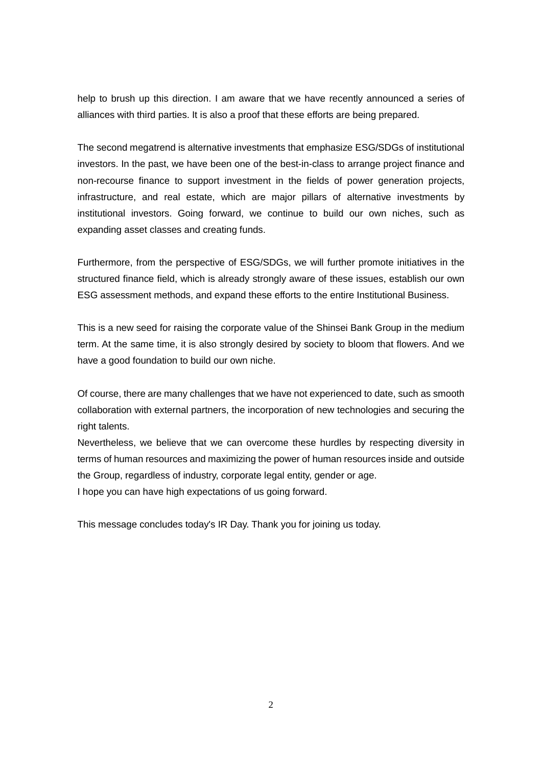help to brush up this direction. I am aware that we have recently announced a series of alliances with third parties. It is also a proof that these efforts are being prepared.

The second megatrend is alternative investments that emphasize ESG/SDGs of institutional investors. In the past, we have been one of the best-in-class to arrange project finance and non-recourse finance to support investment in the fields of power generation projects, infrastructure, and real estate, which are major pillars of alternative investments by institutional investors. Going forward, we continue to build our own niches, such as expanding asset classes and creating funds.

Furthermore, from the perspective of ESG/SDGs, we will further promote initiatives in the structured finance field, which is already strongly aware of these issues, establish our own ESG assessment methods, and expand these efforts to the entire Institutional Business.

This is a new seed for raising the corporate value of the Shinsei Bank Group in the medium term. At the same time, it is also strongly desired by society to bloom that flowers. And we have a good foundation to build our own niche.

Of course, there are many challenges that we have not experienced to date, such as smooth collaboration with external partners, the incorporation of new technologies and securing the right talents.
Nevertheless, we believe that we can overcome these hurdles by respecting diversity in terms of human resources and maximizing the power of human resources inside and outside the Group, regardless of industry, corporate legal entity, gender or age.
I hope you can have high expectations of us going forward.

This message concludes today's IR Day. Thank you for joining us today.